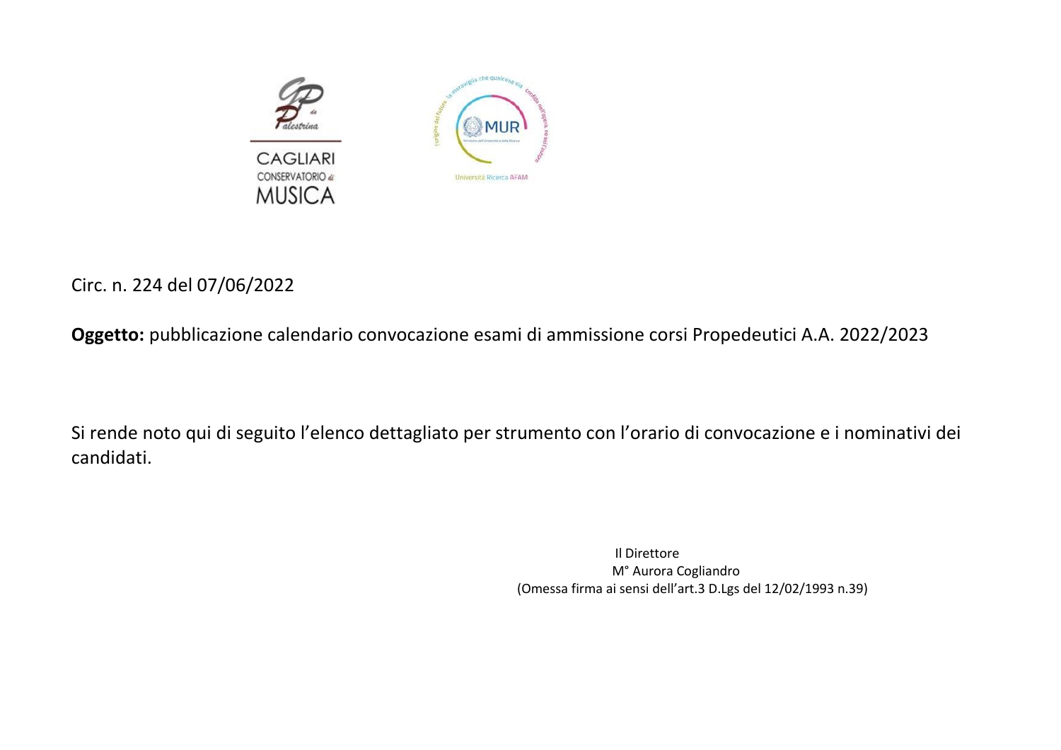CAGLIARI
CONSERVATORIO di
MUSICA

Circ. n. 224 del 07/06/2022

**Oggetto:** pubblicazione calendario convocazione esami di ammissione corsi Propedeutici A.A. 2022/2023

Si rende noto qui di seguito l'elenco dettagliato per strumento con l'orario di convocazione e i nominativi dei candidati.

Il Direttore
M° Aurora Cogliandro
(Omessa firma ai sensi dell'art.3 D.Lgs del 12/02/1993 n.39)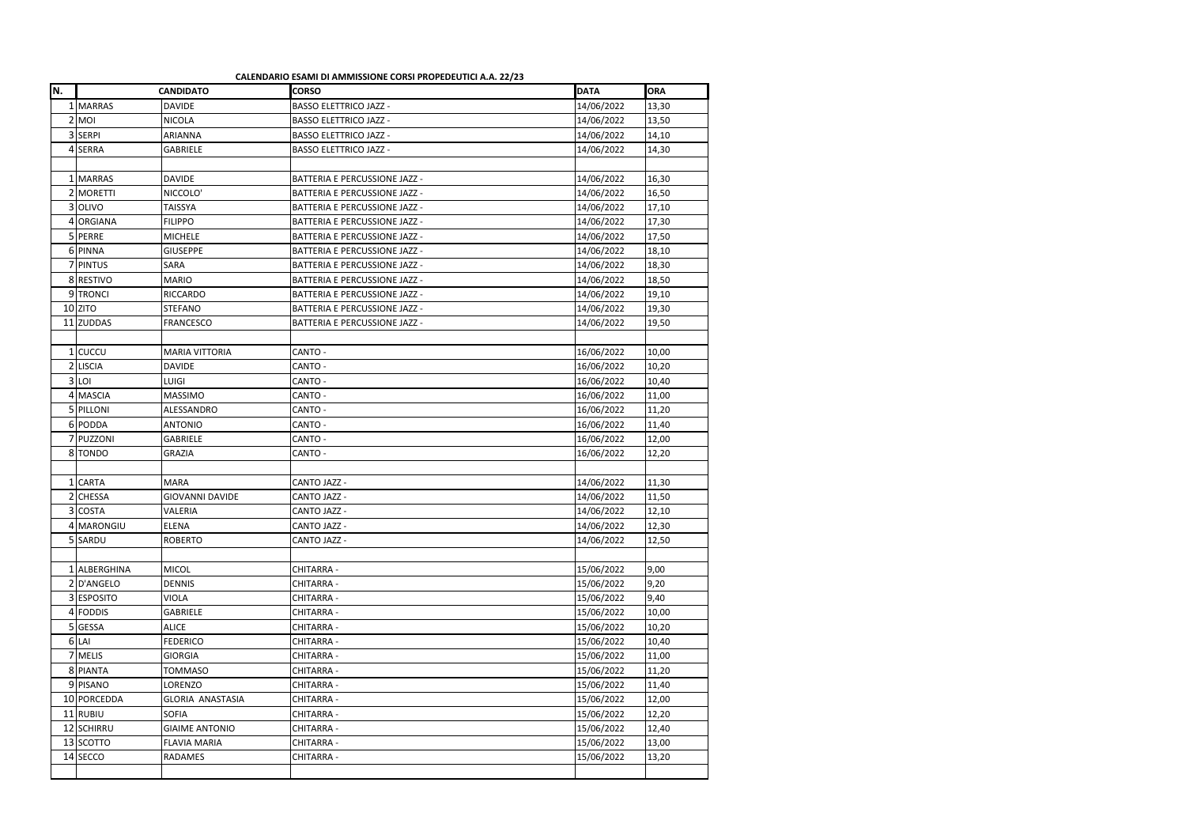**CALENDARIO ESAMI DI AMMISSIONE CORSI PROPEDEUTICI A.A. 22/23**

| N. | CANDIDATO | | CORSO | DATA | ORA |
|---|---|---|---|---|---|
| 1 | MARRAS | DAVIDE | BASSO ELETTRICO JAZZ - | 14/06/2022 | 13,30 |
| 2 | MOI | NICOLA | BASSO ELETTRICO JAZZ - | 14/06/2022 | 13,50 |
| 3 | SERPI | ARIANNA | BASSO ELETTRICO JAZZ - | 14/06/2022 | 14,10 |
| 4 | SERRA | GABRIELE | BASSO ELETTRICO JAZZ - | 14/06/2022 | 14,30 |
| | | | | | |
| 1 | MARRAS | DAVIDE | BATTERIA E PERCUSSIONE JAZZ - | 14/06/2022 | 16,30 |
| 2 | MORETTI | NICCOLO' | BATTERIA E PERCUSSIONE JAZZ - | 14/06/2022 | 16,50 |
| 3 | OLIVO | TAISSYA | BATTERIA E PERCUSSIONE JAZZ - | 14/06/2022 | 17,10 |
| 4 | ORGIANA | FILIPPO | BATTERIA E PERCUSSIONE JAZZ - | 14/06/2022 | 17,30 |
| 5 | PERRE | MICHELE | BATTERIA E PERCUSSIONE JAZZ - | 14/06/2022 | 17,50 |
| 6 | PINNA | GIUSEPPE | BATTERIA E PERCUSSIONE JAZZ - | 14/06/2022 | 18,10 |
| 7 | PINTUS | SARA | BATTERIA E PERCUSSIONE JAZZ - | 14/06/2022 | 18,30 |
| 8 | RESTIVO | MARIO | BATTERIA E PERCUSSIONE JAZZ - | 14/06/2022 | 18,50 |
| 9 | TRONCI | RICCARDO | BATTERIA E PERCUSSIONE JAZZ - | 14/06/2022 | 19,10 |
| 10 | ZITO | STEFANO | BATTERIA E PERCUSSIONE JAZZ - | 14/06/2022 | 19,30 |
| 11 | ZUDDAS | FRANCESCO | BATTERIA E PERCUSSIONE JAZZ - | 14/06/2022 | 19,50 |
| | | | | | |
| 1 | CUCCU | MARIA VITTORIA | CANTO - | 16/06/2022 | 10,00 |
| 2 | LISCIA | DAVIDE | CANTO - | 16/06/2022 | 10,20 |
| 3 | LOI | LUIGI | CANTO - | 16/06/2022 | 10,40 |
| 4 | MASCIA | MASSIMO | CANTO - | 16/06/2022 | 11,00 |
| 5 | PILLONI | ALESSANDRO | CANTO - | 16/06/2022 | 11,20 |
| 6 | PODDA | ANTONIO | CANTO - | 16/06/2022 | 11,40 |
| 7 | PUZZONI | GABRIELE | CANTO - | 16/06/2022 | 12,00 |
| 8 | TONDO | GRAZIA | CANTO - | 16/06/2022 | 12,20 |
| | | | | | |
| 1 | CARTA | MARA | CANTO JAZZ - | 14/06/2022 | 11,30 |
| 2 | CHESSA | GIOVANNI DAVIDE | CANTO JAZZ - | 14/06/2022 | 11,50 |
| 3 | COSTA | VALERIA | CANTO JAZZ - | 14/06/2022 | 12,10 |
| 4 | MARONGIU | ELENA | CANTO JAZZ - | 14/06/2022 | 12,30 |
| 5 | SARDU | ROBERTO | CANTO JAZZ - | 14/06/2022 | 12,50 |
| | | | | | |
| 1 | ALBERGHINA | MICOL | CHITARRA - | 15/06/2022 | 9,00 |
| 2 | D'ANGELO | DENNIS | CHITARRA - | 15/06/2022 | 9,20 |
| 3 | ESPOSITO | VIOLA | CHITARRA - | 15/06/2022 | 9,40 |
| 4 | FODDIS | GABRIELE | CHITARRA - | 15/06/2022 | 10,00 |
| 5 | GESSA | ALICE | CHITARRA - | 15/06/2022 | 10,20 |
| 6 | LAI | FEDERICO | CHITARRA - | 15/06/2022 | 10,40 |
| 7 | MELIS | GIORGIA | CHITARRA - | 15/06/2022 | 11,00 |
| 8 | PIANTA | TOMMASO | CHITARRA - | 15/06/2022 | 11,20 |
| 9 | PISANO | LORENZO | CHITARRA - | 15/06/2022 | 11,40 |
| 10 | PORCEDDA | GLORIA ANASTASIA | CHITARRA - | 15/06/2022 | 12,00 |
| 11 | RUBIU | SOFIA | CHITARRA - | 15/06/2022 | 12,20 |
| 12 | SCHIRRU | GIAIME ANTONIO | CHITARRA - | 15/06/2022 | 12,40 |
| 13 | SCOTTO | FLAVIA MARIA | CHITARRA - | 15/06/2022 | 13,00 |
| 14 | SECCO | RADAMES | CHITARRA - | 15/06/2022 | 13,20 |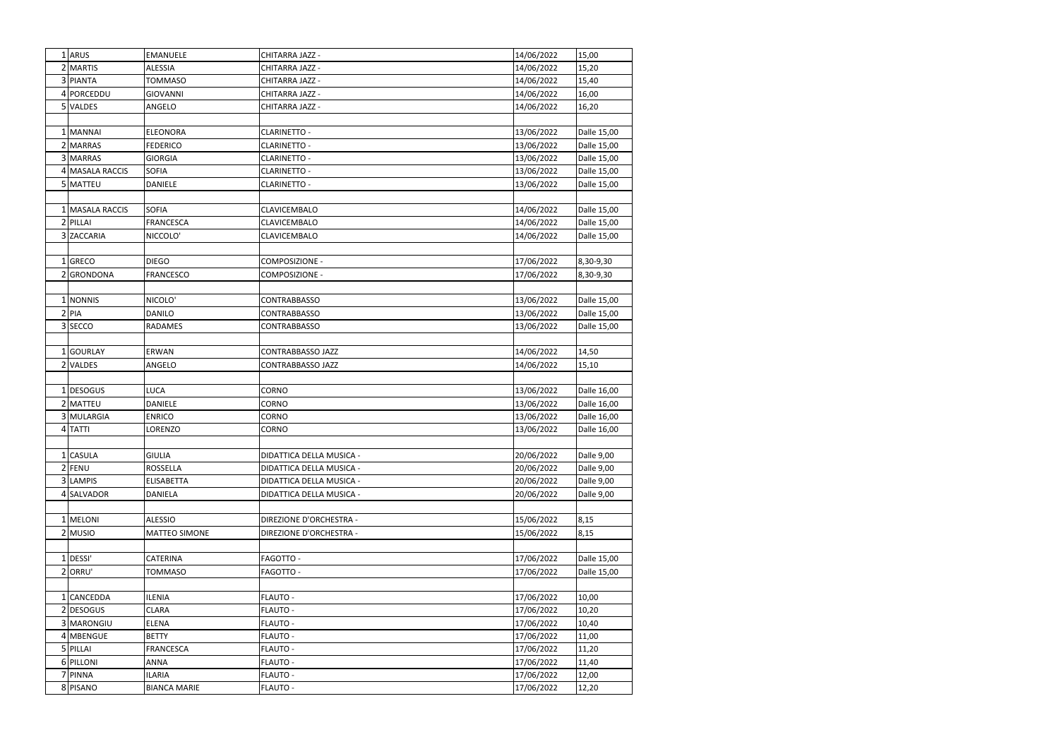| | | | | |
|---|---|---|---|---|
| 1 ARUS | EMANUELE | CHITARRA JAZZ - | 14/06/2022 | 15,00 |
| 2 MARTIS | ALESSIA | CHITARRA JAZZ - | 14/06/2022 | 15,20 |
| 3 PIANTA | TOMMASO | CHITARRA JAZZ - | 14/06/2022 | 15,40 |
| 4 PORCEDDU | GIOVANNI | CHITARRA JAZZ - | 14/06/2022 | 16,00 |
| 5 VALDES | ANGELO | CHITARRA JAZZ - | 14/06/2022 | 16,20 |
| | | | | |
| 1 MANNAI | ELEONORA | CLARINETTO - | 13/06/2022 | Dalle 15,00 |
| 2 MARRAS | FEDERICO | CLARINETTO - | 13/06/2022 | Dalle 15,00 |
| 3 MARRAS | GIORGIA | CLARINETTO - | 13/06/2022 | Dalle 15,00 |
| 4 MASALA RACCIS | SOFIA | CLARINETTO - | 13/06/2022 | Dalle 15,00 |
| 5 MATTEU | DANIELE | CLARINETTO - | 13/06/2022 | Dalle 15,00 |
| | | | | |
| 1 MASALA RACCIS | SOFIA | CLAVICEMBALO | 14/06/2022 | Dalle 15,00 |
| 2 PILLAI | FRANCESCA | CLAVICEMBALO | 14/06/2022 | Dalle 15,00 |
| 3 ZACCARIA | NICCOLO' | CLAVICEMBALO | 14/06/2022 | Dalle 15,00 |
| | | | | |
| 1 GRECO | DIEGO | COMPOSIZIONE - | 17/06/2022 | 8,30-9,30 |
| 2 GRONDONA | FRANCESCO | COMPOSIZIONE - | 17/06/2022 | 8,30-9,30 |
| | | | | |
| 1 NONNIS | NICOLO' | CONTRABBASSO | 13/06/2022 | Dalle 15,00 |
| 2 PIA | DANILO | CONTRABBASSO | 13/06/2022 | Dalle 15,00 |
| 3 SECCO | RADAMES | CONTRABBASSO | 13/06/2022 | Dalle 15,00 |
| | | | | |
| 1 GOURLAY | ERWAN | CONTRABBASSO JAZZ | 14/06/2022 | 14,50 |
| 2 VALDES | ANGELO | CONTRABBASSO JAZZ | 14/06/2022 | 15,10 |
| | | | | |
| 1 DESOGUS | LUCA | CORNO | 13/06/2022 | Dalle 16,00 |
| 2 MATTEU | DANIELE | CORNO | 13/06/2022 | Dalle 16,00 |
| 3 MULARGIA | ENRICO | CORNO | 13/06/2022 | Dalle 16,00 |
| 4 TATTI | LORENZO | CORNO | 13/06/2022 | Dalle 16,00 |
| | | | | |
| 1 CASULA | GIULIA | DIDATTICA DELLA MUSICA - | 20/06/2022 | Dalle 9,00 |
| 2 FENU | ROSSELLA | DIDATTICA DELLA MUSICA - | 20/06/2022 | Dalle 9,00 |
| 3 LAMPIS | ELISABETTA | DIDATTICA DELLA MUSICA - | 20/06/2022 | Dalle 9,00 |
| 4 SALVADOR | DANIELA | DIDATTICA DELLA MUSICA - | 20/06/2022 | Dalle 9,00 |
| | | | | |
| 1 MELONI | ALESSIO | DIREZIONE D'ORCHESTRA - | 15/06/2022 | 8,15 |
| 2 MUSIO | MATTEO SIMONE | DIREZIONE D'ORCHESTRA - | 15/06/2022 | 8,15 |
| | | | | |
| 1 DESSI' | CATERINA | FAGOTTO - | 17/06/2022 | Dalle 15,00 |
| 2 ORRU' | TOMMASO | FAGOTTO - | 17/06/2022 | Dalle 15,00 |
| | | | | |
| 1 CANCEDDA | ILENIA | FLAUTO - | 17/06/2022 | 10,00 |
| 2 DESOGUS | CLARA | FLAUTO - | 17/06/2022 | 10,20 |
| 3 MARONGIU | ELENA | FLAUTO - | 17/06/2022 | 10,40 |
| 4 MBENGUE | BETTY | FLAUTO - | 17/06/2022 | 11,00 |
| 5 PILLAI | FRANCESCA | FLAUTO - | 17/06/2022 | 11,20 |
| 6 PILLONI | ANNA | FLAUTO - | 17/06/2022 | 11,40 |
| 7 PINNA | ILARIA | FLAUTO - | 17/06/2022 | 12,00 |
| 8 PISANO | BIANCA MARIE | FLAUTO - | 17/06/2022 | 12,20 |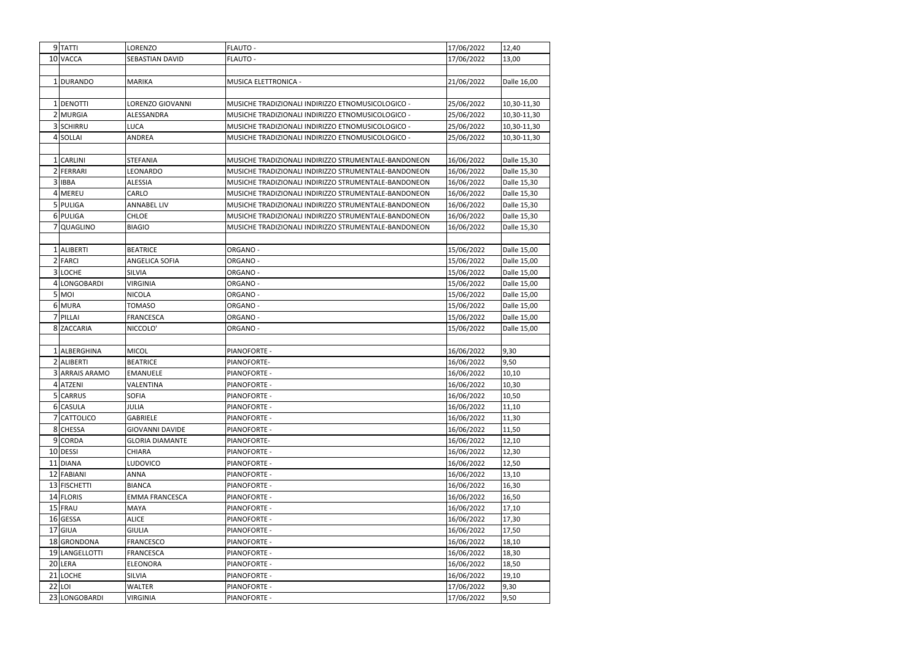| | | | | |
|---|---|---|---|---|
| 9 | TATTI | LORENZO | FLAUTO - | 17/06/2022 | 12,40 |
| 10 | VACCA | SEBASTIAN DAVID | FLAUTO - | 17/06/2022 | 13,00 |
| | | | | | |
| 1 | DURANDO | MARIKA | MUSICA ELETTRONICA - | 21/06/2022 | Dalle 16,00 |
| | | | | | |
| 1 | DENOTTI | LORENZO GIOVANNI | MUSICHE TRADIZIONALI INDIRIZZO ETNOMUSICOLOGICO - | 25/06/2022 | 10,30-11,30 |
| 2 | MURGIA | ALESSANDRA | MUSICHE TRADIZIONALI INDIRIZZO ETNOMUSICOLOGICO - | 25/06/2022 | 10,30-11,30 |
| 3 | SCHIRRU | LUCA | MUSICHE TRADIZIONALI INDIRIZZO ETNOMUSICOLOGICO - | 25/06/2022 | 10,30-11,30 |
| 4 | SOLLAI | ANDREA | MUSICHE TRADIZIONALI INDIRIZZO ETNOMUSICOLOGICO - | 25/06/2022 | 10,30-11,30 |
| | | | | | |
| 1 | CARLINI | STEFANIA | MUSICHE TRADIZIONALI INDIRIZZO STRUMENTALE-BANDONEON | 16/06/2022 | Dalle 15,30 |
| 2 | FERRARI | LEONARDO | MUSICHE TRADIZIONALI INDIRIZZO STRUMENTALE-BANDONEON | 16/06/2022 | Dalle 15,30 |
| 3 | IBBA | ALESSIA | MUSICHE TRADIZIONALI INDIRIZZO STRUMENTALE-BANDONEON | 16/06/2022 | Dalle 15,30 |
| 4 | MEREU | CARLO | MUSICHE TRADIZIONALI INDIRIZZO STRUMENTALE-BANDONEON | 16/06/2022 | Dalle 15,30 |
| 5 | PULIGA | ANNABEL LIV | MUSICHE TRADIZIONALI INDIRIZZO STRUMENTALE-BANDONEON | 16/06/2022 | Dalle 15,30 |
| 6 | PULIGA | CHLOE | MUSICHE TRADIZIONALI INDIRIZZO STRUMENTALE-BANDONEON | 16/06/2022 | Dalle 15,30 |
| 7 | QUAGLINO | BIAGIO | MUSICHE TRADIZIONALI INDIRIZZO STRUMENTALE-BANDONEON | 16/06/2022 | Dalle 15,30 |
| | | | | | |
| 1 | ALIBERTI | BEATRICE | ORGANO - | 15/06/2022 | Dalle 15,00 |
| 2 | FARCI | ANGELICA SOFIA | ORGANO - | 15/06/2022 | Dalle 15,00 |
| 3 | LOCHE | SILVIA | ORGANO - | 15/06/2022 | Dalle 15,00 |
| 4 | LONGOBARDI | VIRGINIA | ORGANO - | 15/06/2022 | Dalle 15,00 |
| 5 | MOI | NICOLA | ORGANO - | 15/06/2022 | Dalle 15,00 |
| 6 | MURA | TOMASO | ORGANO - | 15/06/2022 | Dalle 15,00 |
| 7 | PILLAI | FRANCESCA | ORGANO - | 15/06/2022 | Dalle 15,00 |
| 8 | ZACCARIA | NICCOLO' | ORGANO - | 15/06/2022 | Dalle 15,00 |
| | | | | | |
| 1 | ALBERGHINA | MICOL | PIANOFORTE - | 16/06/2022 | 9,30 |
| 2 | ALIBERTI | BEATRICE | PIANOFORTE- | 16/06/2022 | 9,50 |
| 3 | ARRAIS ARAMO | EMANUELE | PIANOFORTE - | 16/06/2022 | 10,10 |
| 4 | ATZENI | VALENTINA | PIANOFORTE - | 16/06/2022 | 10,30 |
| 5 | CARRUS | SOFIA | PIANOFORTE - | 16/06/2022 | 10,50 |
| 6 | CASULA | JULIA | PIANOFORTE - | 16/06/2022 | 11,10 |
| 7 | CATTOLICO | GABRIELE | PIANOFORTE - | 16/06/2022 | 11,30 |
| 8 | CHESSA | GIOVANNI DAVIDE | PIANOFORTE - | 16/06/2022 | 11,50 |
| 9 | CORDA | GLORIA DIAMANTE | PIANOFORTE- | 16/06/2022 | 12,10 |
| 10 | DESSI | CHIARA | PIANOFORTE - | 16/06/2022 | 12,30 |
| 11 | DIANA | LUDOVICO | PIANOFORTE - | 16/06/2022 | 12,50 |
| 12 | FABIANI | ANNA | PIANOFORTE - | 16/06/2022 | 13,10 |
| 13 | FISCHETTI | BIANCA | PIANOFORTE - | 16/06/2022 | 16,30 |
| 14 | FLORIS | EMMA FRANCESCA | PIANOFORTE - | 16/06/2022 | 16,50 |
| 15 | FRAU | MAYA | PIANOFORTE - | 16/06/2022 | 17,10 |
| 16 | GESSA | ALICE | PIANOFORTE - | 16/06/2022 | 17,30 |
| 17 | GIUA | GIULIA | PIANOFORTE - | 16/06/2022 | 17,50 |
| 18 | GRONDONA | FRANCESCO | PIANOFORTE - | 16/06/2022 | 18,10 |
| 19 | LANGELLOTTI | FRANCESCA | PIANOFORTE - | 16/06/2022 | 18,30 |
| 20 | LERA | ELEONORA | PIANOFORTE - | 16/06/2022 | 18,50 |
| 21 | LOCHE | SILVIA | PIANOFORTE - | 16/06/2022 | 19,10 |
| 22 | LOI | WALTER | PIANOFORTE - | 17/06/2022 | 9,30 |
| 23 | LONGOBARDI | VIRGINIA | PIANOFORTE - | 17/06/2022 | 9,50 |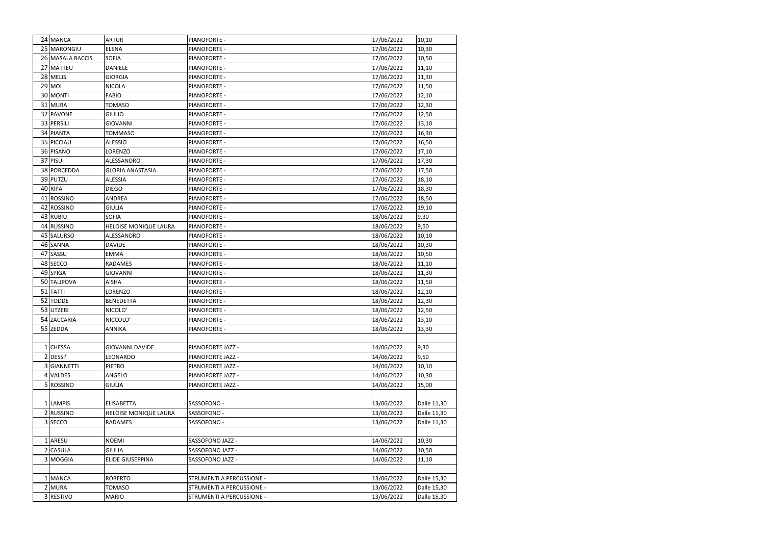| | | | | | |
|---|---|---|---|---|---|
| 24 | MANCA | ARTUR | PIANOFORTE - | 17/06/2022 | 10,10 |
| 25 | MARONGIU | ELENA | PIANOFORTE - | 17/06/2022 | 10,30 |
| 26 | MASALA RACCIS | SOFIA | PIANOFORTE - | 17/06/2022 | 10,50 |
| 27 | MATTEU | DANIELE | PIANOFORTE - | 17/06/2022 | 11,10 |
| 28 | MELIS | GIORGIA | PIANOFORTE - | 17/06/2022 | 11,30 |
| 29 | MOI | NICOLA | PIANOFORTE - | 17/06/2022 | 11,50 |
| 30 | MONTI | FABIO | PIANOFORTE - | 17/06/2022 | 12,10 |
| 31 | MURA | TOMASO | PIANOFORTE - | 17/06/2022 | 12,30 |
| 32 | PAVONE | GIULIO | PIANOFORTE - | 17/06/2022 | 12,50 |
| 33 | PERSILI | GIOVANNI | PIANOFORTE - | 17/06/2022 | 13,10 |
| 34 | PIANTA | TOMMASO | PIANOFORTE - | 17/06/2022 | 16,30 |
| 35 | PICCIAU | ALESSIO | PIANOFORTE - | 17/06/2022 | 16,50 |
| 36 | PISANO | LORENZO | PIANOFORTE - | 17/06/2022 | 17,10 |
| 37 | PISU | ALESSANDRO | PIANOFORTE - | 17/06/2022 | 17,30 |
| 38 | PORCEDDA | GLORIA ANASTASIA | PIANOFORTE - | 17/06/2022 | 17,50 |
| 39 | PUTZU | ALESSIA | PIANOFORTE - | 17/06/2022 | 18,10 |
| 40 | RIPA | DIEGO | PIANOFORTE - | 17/06/2022 | 18,30 |
| 41 | ROSSINO | ANDREA | PIANOFORTE - | 17/06/2022 | 18,50 |
| 42 | ROSSINO | GIULIA | PIANOFORTE - | 17/06/2022 | 19,10 |
| 43 | RUBIU | SOFIA | PIANOFORTE - | 18/06/2022 | 9,30 |
| 44 | RUSSINO | HELOISE MONIQUE LAURA | PIANOFORTE - | 18/06/2022 | 9,50 |
| 45 | SALURSO | ALESSANDRO | PIANOFORTE - | 18/06/2022 | 10,10 |
| 46 | SANNA | DAVIDE | PIANOFORTE - | 18/06/2022 | 10,30 |
| 47 | SASSU | EMMA | PIANOFORTE - | 18/06/2022 | 10,50 |
| 48 | SECCO | RADAMES | PIANOFORTE - | 18/06/2022 | 11,10 |
| 49 | SPIGA | GIOVANNI | PIANOFORTE - | 18/06/2022 | 11,30 |
| 50 | TALIPOVA | AISHA | PIANOFORTE - | 18/06/2022 | 11,50 |
| 51 | TATTI | LORENZO | PIANOFORTE - | 18/06/2022 | 12,10 |
| 52 | TODDE | BENEDETTA | PIANOFORTE - | 18/06/2022 | 12,30 |
| 53 | UTZERI | NICOLO' | PIANOFORTE - | 18/06/2022 | 12,50 |
| 54 | ZACCARIA | NICCOLO' | PIANOFORTE - | 18/06/2022 | 13,10 |
| 55 | ZEDDA | ANNIKA | PIANOFORTE - | 18/06/2022 | 13,30 |
| | | | | | |
| 1 | CHESSA | GIOVANNI DAVIDE | PIANOFORTE JAZZ - | 14/06/2022 | 9,30 |
| 2 | DESSI' | LEONARDO | PIANOFORTE JAZZ - | 14/06/2022 | 9,50 |
| 3 | GIANNETTI | PIETRO | PIANOFORTE JAZZ - | 14/06/2022 | 10,10 |
| 4 | VALDES | ANGELO | PIANOFORTE JAZZ - | 14/06/2022 | 10,30 |
| 5 | ROSSINO | GIULIA | PIANOFORTE JAZZ - | 14/06/2022 | 15,00 |
| | | | | | |
| 1 | LAMPIS | ELISABETTA | SASSOFONO - | 13/06/2022 | Dalle 11,30 |
| 2 | RUSSINO | HELOISE MONIQUE LAURA | SASSOFONO - | 13/06/2022 | Dalle 11,30 |
| 3 | SECCO | RADAMES | SASSOFONO - | 13/06/2022 | Dalle 11,30 |
| | | | | | |
| 1 | ARESU | NOEMI | SASSOFONO JAZZ - | 14/06/2022 | 10,30 |
| 2 | CASULA | GIULIA | SASSOFONO JAZZ - | 14/06/2022 | 10,50 |
| 3 | MOGGIA | ELIDE GIUSEPPINA | SASSOFONO JAZZ - | 14/06/2022 | 11,10 |
| | | | | | |
| 1 | MANCA | ROBERTO | STRUMENTI A PERCUSSIONE - | 13/06/2022 | Dalle 15,30 |
| 2 | MURA | TOMASO | STRUMENTI A PERCUSSIONE - | 13/06/2022 | Dalle 15,30 |
| 3 | RESTIVO | MARIO | STRUMENTI A PERCUSSIONE - | 13/06/2022 | Dalle 15,30 |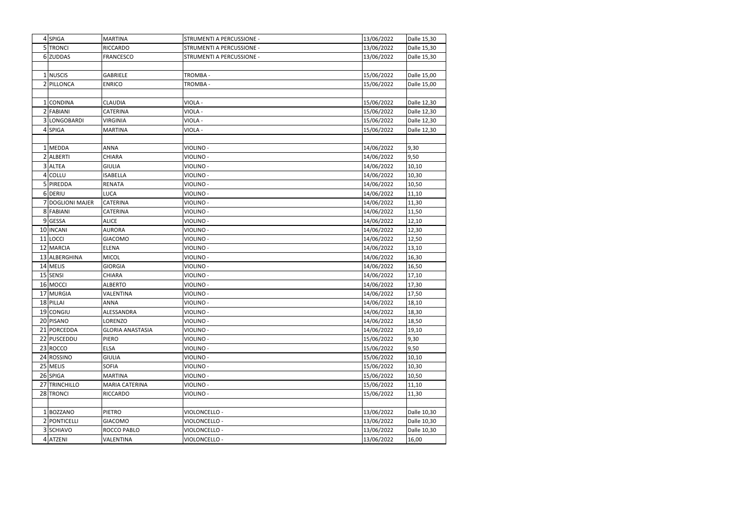| | | | | | |
|---|---|---|---|---|---|
| 4 | SPIGA | MARTINA | STRUMENTI A PERCUSSIONE - | 13/06/2022 | Dalle 15,30 |
| 5 | TRONCI | RICCARDO | STRUMENTI A PERCUSSIONE - | 13/06/2022 | Dalle 15,30 |
| 6 | ZUDDAS | FRANCESCO | STRUMENTI A PERCUSSIONE - | 13/06/2022 | Dalle 15,30 |
| | | | | | |
| 1 | NUSCIS | GABRIELE | TROMBA - | 15/06/2022 | Dalle 15,00 |
| 2 | PILLONCA | ENRICO | TROMBA - | 15/06/2022 | Dalle 15,00 |
| | | | | | |
| 1 | CONDINA | CLAUDIA | VIOLA - | 15/06/2022 | Dalle 12,30 |
| 2 | FABIANI | CATERINA | VIOLA - | 15/06/2022 | Dalle 12,30 |
| 3 | LONGOBARDI | VIRGINIA | VIOLA - | 15/06/2022 | Dalle 12,30 |
| 4 | SPIGA | MARTINA | VIOLA - | 15/06/2022 | Dalle 12,30 |
| | | | | | |
| 1 | MEDDA | ANNA | VIOLINO - | 14/06/2022 | 9,30 |
| 2 | ALBERTI | CHIARA | VIOLINO - | 14/06/2022 | 9,50 |
| 3 | ALTEA | GIULIA | VIOLINO - | 14/06/2022 | 10,10 |
| 4 | COLLU | ISABELLA | VIOLINO - | 14/06/2022 | 10,30 |
| 5 | PIREDDA | RENATA | VIOLINO - | 14/06/2022 | 10,50 |
| 6 | DERIU | LUCA | VIOLINO - | 14/06/2022 | 11,10 |
| 7 | DOGLIONI MAJER | CATERINA | VIOLINO - | 14/06/2022 | 11,30 |
| 8 | FABIANI | CATERINA | VIOLINO - | 14/06/2022 | 11,50 |
| 9 | GESSA | ALICE | VIOLINO - | 14/06/2022 | 12,10 |
| 10 | INCANI | AURORA | VIOLINO - | 14/06/2022 | 12,30 |
| 11 | LOCCI | GIACOMO | VIOLINO - | 14/06/2022 | 12,50 |
| 12 | MARCIA | ELENA | VIOLINO - | 14/06/2022 | 13,10 |
| 13 | ALBERGHINA | MICOL | VIOLINO - | 14/06/2022 | 16,30 |
| 14 | MELIS | GIORGIA | VIOLINO - | 14/06/2022 | 16,50 |
| 15 | SENSI | CHIARA | VIOLINO - | 14/06/2022 | 17,10 |
| 16 | MOCCI | ALBERTO | VIOLINO - | 14/06/2022 | 17,30 |
| 17 | MURGIA | VALENTINA | VIOLINO - | 14/06/2022 | 17,50 |
| 18 | PILLAI | ANNA | VIOLINO - | 14/06/2022 | 18,10 |
| 19 | CONGIU | ALESSANDRA | VIOLINO - | 14/06/2022 | 18,30 |
| 20 | PISANO | LORENZO | VIOLINO - | 14/06/2022 | 18,50 |
| 21 | PORCEDDA | GLORIA ANASTASIA | VIOLINO - | 14/06/2022 | 19,10 |
| 22 | PUSCEDDU | PIERO | VIOLINO - | 15/06/2022 | 9,30 |
| 23 | ROCCO | ELSA | VIOLINO - | 15/06/2022 | 9,50 |
| 24 | ROSSINO | GIULIA | VIOLINO - | 15/06/2022 | 10,10 |
| 25 | MELIS | SOFIA | VIOLINO - | 15/06/2022 | 10,30 |
| 26 | SPIGA | MARTINA | VIOLINO - | 15/06/2022 | 10,50 |
| 27 | TRINCHILLO | MARIA CATERINA | VIOLINO - | 15/06/2022 | 11,10 |
| 28 | TRONCI | RICCARDO | VIOLINO - | 15/06/2022 | 11,30 |
| | | | | | |
| 1 | BOZZANO | PIETRO | VIOLONCELLO - | 13/06/2022 | Dalle 10,30 |
| 2 | PONTICELLI | GIACOMO | VIOLONCELLO - | 13/06/2022 | Dalle 10,30 |
| 3 | SCHIAVO | ROCCO PABLO | VIOLONCELLO - | 13/06/2022 | Dalle 10,30 |
| 4 | ATZENI | VALENTINA | VIOLONCELLO - | 13/06/2022 | 16,00 |